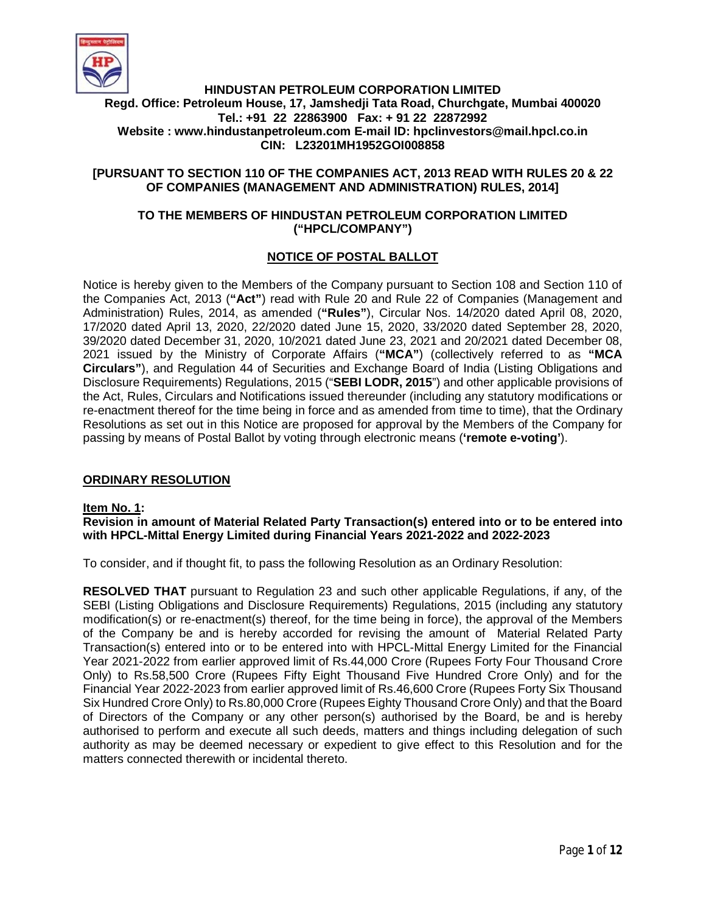# HINDUSTAN PETROLEUM CORPORATION LIMITED

**Regd. Office: Petroleum House, 17, Jamshedji Tata Road, Churchgate, Mumbai 400020**
**Tel.: +91 22 22863900 Fax: + 91 22 22872992**
**Website : www.hindustanpetroleum.com E-mail ID: hpclinvestors@mail.hpcl.co.in**
**CIN: L23201MH1952GOI008858**

**[PURSUANT TO SECTION 110 OF THE COMPANIES ACT, 2013 READ WITH RULES 20 & 22 OF COMPANIES (MANAGEMENT AND ADMINISTRATION) RULES, 2014]**

**TO THE MEMBERS OF HINDUSTAN PETROLEUM CORPORATION LIMITED ("HPCL/COMPANY")**

## NOTICE OF POSTAL BALLOT

Notice is hereby given to the Members of the Company pursuant to Section 108 and Section 110 of the Companies Act, 2013 (**"Act"**) read with Rule 20 and Rule 22 of Companies (Management and Administration) Rules, 2014, as amended (**"Rules"**), Circular Nos. 14/2020 dated April 08, 2020, 17/2020 dated April 13, 2020, 22/2020 dated June 15, 2020, 33/2020 dated September 28, 2020, 39/2020 dated December 31, 2020, 10/2021 dated June 23, 2021 and 20/2021 dated December 08, 2021 issued by the Ministry of Corporate Affairs (**"MCA"**) (collectively referred to as **"MCA Circulars"**), and Regulation 44 of Securities and Exchange Board of India (Listing Obligations and Disclosure Requirements) Regulations, 2015 ("**SEBI LODR, 2015**") and other applicable provisions of the Act, Rules, Circulars and Notifications issued thereunder (including any statutory modifications or re-enactment thereof for the time being in force and as amended from time to time), that the Ordinary Resolutions as set out in this Notice are proposed for approval by the Members of the Company for passing by means of Postal Ballot by voting through electronic means (**'remote e-voting'**).

## ORDINARY RESOLUTION

**Item No. 1:**
**Revision in amount of Material Related Party Transaction(s) entered into or to be entered into with HPCL-Mittal Energy Limited during Financial Years 2021-2022 and 2022-2023**

To consider, and if thought fit, to pass the following Resolution as an Ordinary Resolution:

**RESOLVED THAT** pursuant to Regulation 23 and such other applicable Regulations, if any, of the SEBI (Listing Obligations and Disclosure Requirements) Regulations, 2015 (including any statutory modification(s) or re-enactment(s) thereof, for the time being in force), the approval of the Members of the Company be and is hereby accorded for revising the amount of Material Related Party Transaction(s) entered into or to be entered into with HPCL-Mittal Energy Limited for the Financial Year 2021-2022 from earlier approved limit of Rs.44,000 Crore (Rupees Forty Four Thousand Crore Only) to Rs.58,500 Crore (Rupees Fifty Eight Thousand Five Hundred Crore Only) and for the Financial Year 2022-2023 from earlier approved limit of Rs.46,600 Crore (Rupees Forty Six Thousand Six Hundred Crore Only) to Rs.80,000 Crore (Rupees Eighty Thousand Crore Only) and that the Board of Directors of the Company or any other person(s) authorised by the Board, be and is hereby authorised to perform and execute all such deeds, matters and things including delegation of such authority as may be deemed necessary or expedient to give effect to this Resolution and for the matters connected therewith or incidental thereto.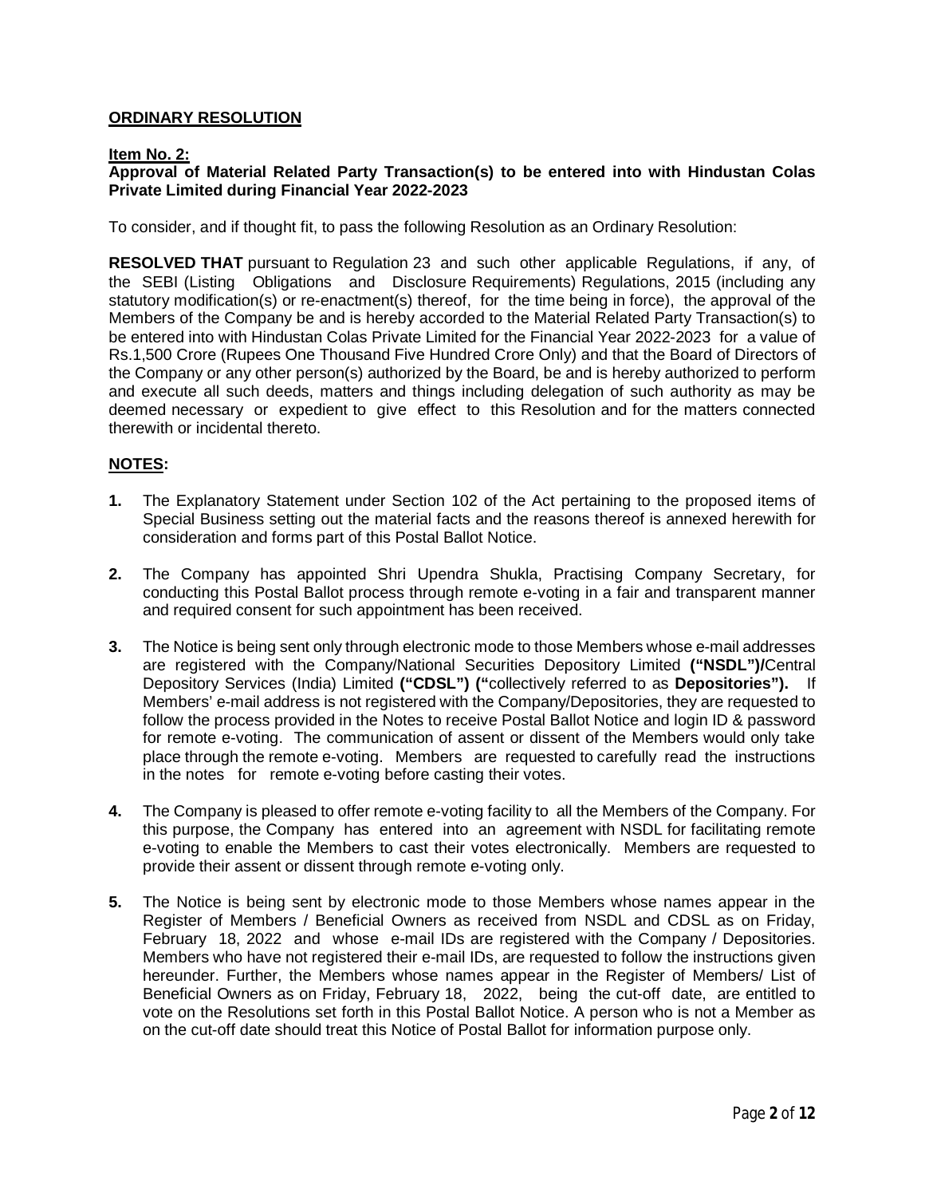**ORDINARY RESOLUTION**

**Item No. 2:**

**Approval of Material Related Party Transaction(s) to be entered into with Hindustan Colas Private Limited during Financial Year 2022-2023**

To consider, and if thought fit, to pass the following Resolution as an Ordinary Resolution:

**RESOLVED THAT** pursuant to Regulation 23 and such other applicable Regulations, if any, of the SEBI (Listing Obligations and Disclosure Requirements) Regulations, 2015 (including any statutory modification(s) or re-enactment(s) thereof, for the time being in force), the approval of the Members of the Company be and is hereby accorded to the Material Related Party Transaction(s) to be entered into with Hindustan Colas Private Limited for the Financial Year 2022-2023 for a value of Rs.1,500 Crore (Rupees One Thousand Five Hundred Crore Only) and that the Board of Directors of the Company or any other person(s) authorized by the Board, be and is hereby authorized to perform and execute all such deeds, matters and things including delegation of such authority as may be deemed necessary or expedient to give effect to this Resolution and for the matters connected therewith or incidental thereto.

**NOTES:**

1. The Explanatory Statement under Section 102 of the Act pertaining to the proposed items of Special Business setting out the material facts and the reasons thereof is annexed herewith for consideration and forms part of this Postal Ballot Notice.

2. The Company has appointed Shri Upendra Shukla, Practising Company Secretary, for conducting this Postal Ballot process through remote e-voting in a fair and transparent manner and required consent for such appointment has been received.

3. The Notice is being sent only through electronic mode to those Members whose e-mail addresses are registered with the Company/National Securities Depository Limited **("NSDL")/**Central Depository Services (India) Limited **("CDSL") ("**collectively referred to as **Depositories").** If Members' e-mail address is not registered with the Company/Depositories, they are requested to follow the process provided in the Notes to receive Postal Ballot Notice and login ID & password for remote e-voting. The communication of assent or dissent of the Members would only take place through the remote e-voting. Members are requested to carefully read the instructions in the notes for remote e-voting before casting their votes.

4. The Company is pleased to offer remote e-voting facility to all the Members of the Company. For this purpose, the Company has entered into an agreement with NSDL for facilitating remote e-voting to enable the Members to cast their votes electronically. Members are requested to provide their assent or dissent through remote e-voting only.

5. The Notice is being sent by electronic mode to those Members whose names appear in the Register of Members / Beneficial Owners as received from NSDL and CDSL as on Friday, February 18, 2022 and whose e-mail IDs are registered with the Company / Depositories. Members who have not registered their e-mail IDs, are requested to follow the instructions given hereunder. Further, the Members whose names appear in the Register of Members/ List of Beneficial Owners as on Friday, February 18, 2022, being the cut-off date, are entitled to vote on the Resolutions set forth in this Postal Ballot Notice. A person who is not a Member as on the cut-off date should treat this Notice of Postal Ballot for information purpose only.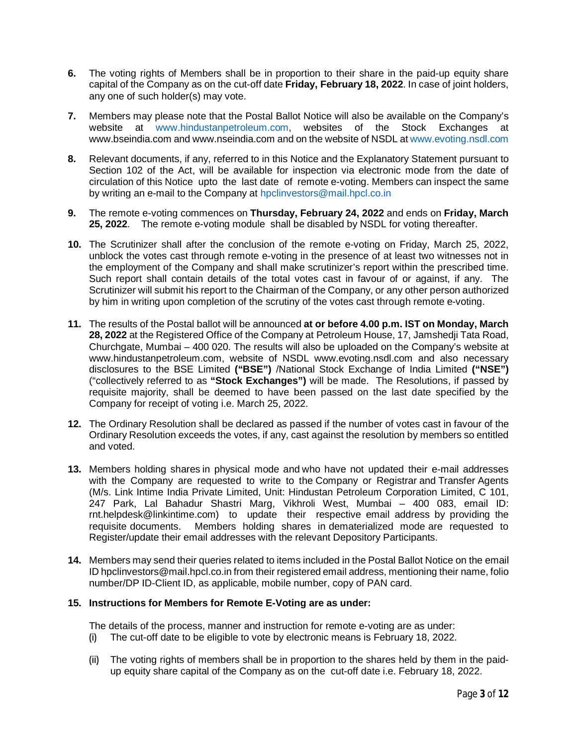6. The voting rights of Members shall be in proportion to their share in the paid-up equity share capital of the Company as on the cut-off date **Friday, February 18, 2022**. In case of joint holders, any one of such holder(s) may vote.

7. Members may please note that the Postal Ballot Notice will also be available on the Company's website at www.hindustanpetroleum.com, websites of the Stock Exchanges at www.bseindia.com and www.nseindia.com and on the website of NSDL at www.evoting.nsdl.com

8. Relevant documents, if any, referred to in this Notice and the Explanatory Statement pursuant to Section 102 of the Act, will be available for inspection via electronic mode from the date of circulation of this Notice upto the last date of remote e-voting. Members can inspect the same by writing an e-mail to the Company at hpclinvestors@mail.hpcl.co.in

9. The remote e-voting commences on **Thursday, February 24, 2022** and ends on **Friday, March 25, 2022**. The remote e-voting module shall be disabled by NSDL for voting thereafter.

10. The Scrutinizer shall after the conclusion of the remote e-voting on Friday, March 25, 2022, unblock the votes cast through remote e-voting in the presence of at least two witnesses not in the employment of the Company and shall make scrutinizer's report within the prescribed time. Such report shall contain details of the total votes cast in favour of or against, if any. The Scrutinizer will submit his report to the Chairman of the Company, or any other person authorized by him in writing upon completion of the scrutiny of the votes cast through remote e-voting.

11. The results of the Postal ballot will be announced **at or before 4.00 p.m. IST on Monday, March 28, 2022** at the Registered Office of the Company at Petroleum House, 17, Jamshedji Tata Road, Churchgate, Mumbai – 400 020. The results will also be uploaded on the Company's website at www.hindustanpetroleum.com, website of NSDL www.evoting.nsdl.com and also necessary disclosures to the BSE Limited **("BSE")** /National Stock Exchange of India Limited **("NSE")** ("collectively referred to as **"Stock Exchanges")** will be made. The Resolutions, if passed by requisite majority, shall be deemed to have been passed on the last date specified by the Company for receipt of voting i.e. March 25, 2022.

12. The Ordinary Resolution shall be declared as passed if the number of votes cast in favour of the Ordinary Resolution exceeds the votes, if any, cast against the resolution by members so entitled and voted.

13. Members holding shares in physical mode and who have not updated their e-mail addresses with the Company are requested to write to the Company or Registrar and Transfer Agents (M/s. Link Intime India Private Limited, Unit: Hindustan Petroleum Corporation Limited, C 101, 247 Park, Lal Bahadur Shastri Marg, Vikhroli West, Mumbai – 400 083, email ID: rnt.helpdesk@linkintime.com) to update their respective email address by providing the requisite documents. Members holding shares in dematerialized mode are requested to Register/update their email addresses with the relevant Depository Participants.

14. Members may send their queries related to items included in the Postal Ballot Notice on the email ID hpclinvestors@mail.hpcl.co.in from their registered email address, mentioning their name, folio number/DP ID-Client ID, as applicable, mobile number, copy of PAN card.

15. **Instructions for Members for Remote E-Voting are as under:**

    The details of the process, manner and instruction for remote e-voting are as under:

    (i) The cut-off date to be eligible to vote by electronic means is February 18, 2022.

    (ii) The voting rights of members shall be in proportion to the shares held by them in the paid-up equity share capital of the Company as on the cut-off date i.e. February 18, 2022.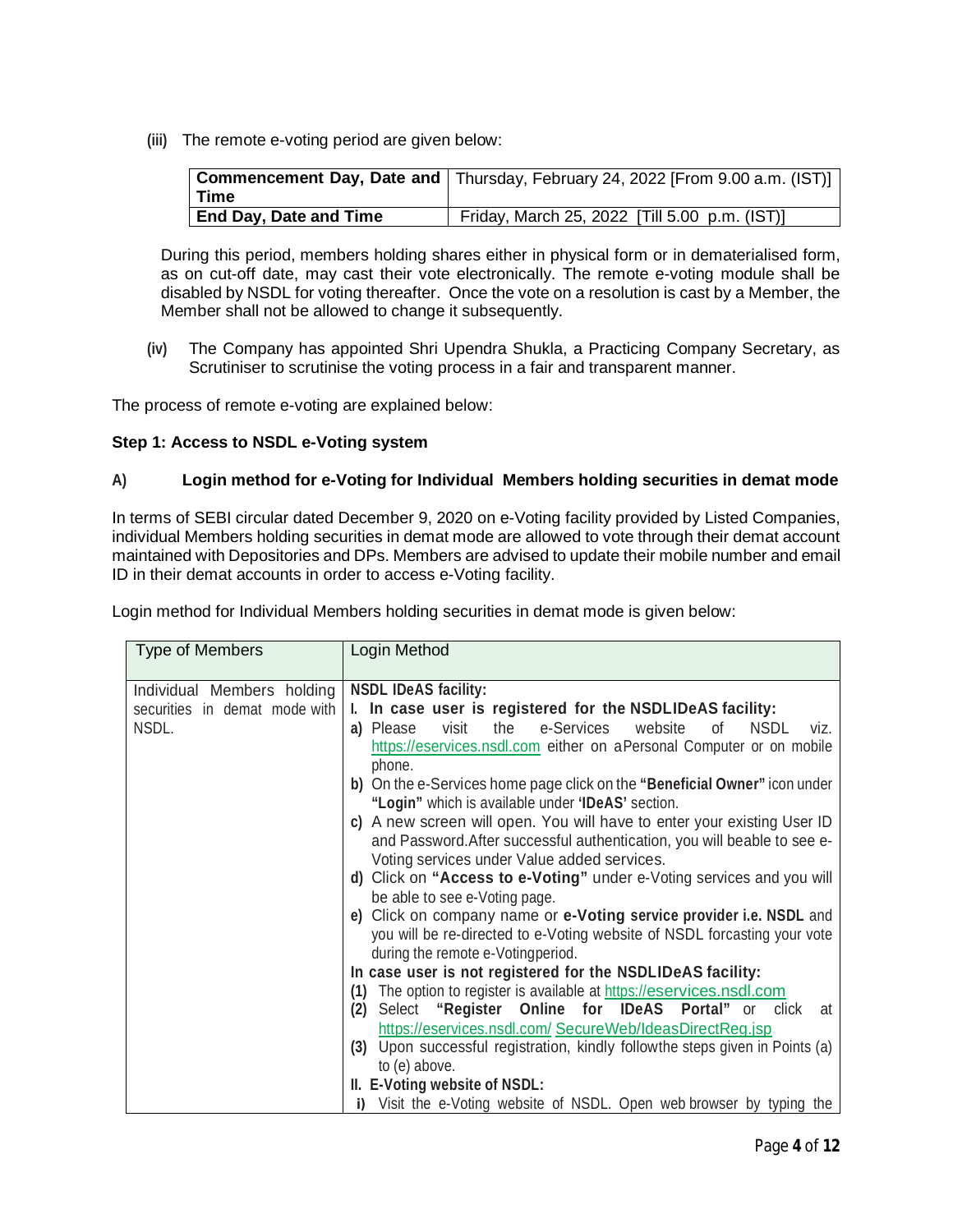(iii) The remote e-voting period are given below:

| **Commencement Day, Date and Time** | Thursday, February 24, 2022 [From 9.00 a.m. (IST)] |
|---|---|
| **End Day, Date and Time** | Friday, March 25, 2022 [Till 5.00 p.m. (IST)] |

During this period, members holding shares either in physical form or in dematerialised form, as on cut-off date, may cast their vote electronically. The remote e-voting module shall be disabled by NSDL for voting thereafter. Once the vote on a resolution is cast by a Member, the Member shall not be allowed to change it subsequently.

(iv) The Company has appointed Shri Upendra Shukla, a Practicing Company Secretary, as Scrutiniser to scrutinise the voting process in a fair and transparent manner.

The process of remote e-voting are explained below:

**Step 1: Access to NSDL e-Voting system**

**A) Login method for e-Voting for Individual Members holding securities in demat mode**

In terms of SEBI circular dated December 9, 2020 on e-Voting facility provided by Listed Companies, individual Members holding securities in demat mode are allowed to vote through their demat account maintained with Depositories and DPs. Members are advised to update their mobile number and email ID in their demat accounts in order to access e-Voting facility.

Login method for Individual Members holding securities in demat mode is given below:

| Type of Members | Login Method |
|---|---|
| Individual Members holding securities in demat mode with NSDL. | **NSDL IDeAS facility:**<br>**I. In case user is registered for the NSDLIDeAS facility:**<br>**a)** Please visit the e-Services website of NSDL viz. https://eservices.nsdl.com either on aPersonal Computer or on mobile phone.<br>**b)** On the e-Services home page click on the **"Beneficial Owner"** icon under **"Login"** which is available under **'IDeAS'** section.<br>**c)** A new screen will open. You will have to enter your existing User ID and Password.After successful authentication, you will beable to see e-Voting services under Value added services.<br>**d)** Click on **"Access to e-Voting"** under e-Voting services and you will be able to see e-Voting page.<br>**e)** Click on company name or **e-Voting service provider i.e. NSDL** and you will be re-directed to e-Voting website of NSDL forcasting your vote during the remote e-Votingperiod.<br>**In case user is not registered for the NSDLIDeAS facility:**<br>**(1)** The option to register is available at https://eservices.nsdl.com<br>**(2)** Select **"Register Online for IDeAS Portal"** or click at https://eservices.nsdl.com/ SecureWeb/IdeasDirectReg.jsp<br>**(3)** Upon successful registration, kindly followthe steps given in Points (a) to (e) above.<br>**II. E-Voting website of NSDL:**<br>**i)** Visit the e-Voting website of NSDL. Open web browser by typing the |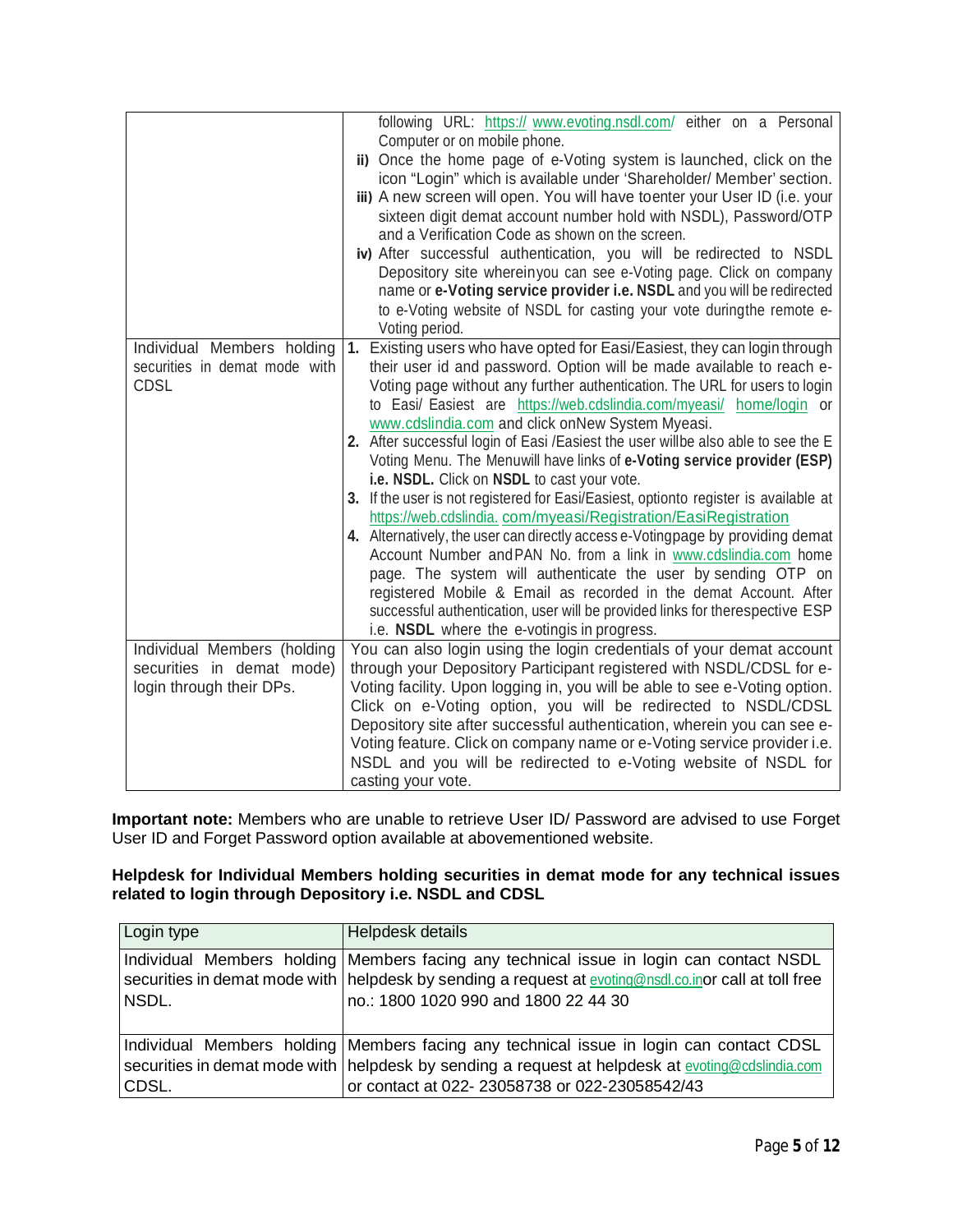| | |
|---|---|
| | following URL: https:// www.evoting.nsdl.com/ either on a Personal Computer or on mobile phone.<br>**ii)** Once the home page of e-Voting system is launched, click on the icon "Login" which is available under 'Shareholder/ Member' section.<br>**iii)** A new screen will open. You will have toenter your User ID (i.e. your sixteen digit demat account number hold with NSDL), Password/OTP and a Verification Code as shown on the screen.<br>**iv)** After successful authentication, you will be redirected to NSDL Depository site whereinyou can see e-Voting page. Click on company name or **e-Voting service provider i.e. NSDL** and you will be redirected to e-Voting website of NSDL for casting your vote duringthe remote e-Voting period. |
| Individual Members holding securities in demat mode with CDSL | **1.** Existing users who have opted for Easi/Easiest, they can login through their user id and password. Option will be made available to reach e-Voting page without any further authentication. The URL for users to login to Easi/ Easiest are https://web.cdslindia.com/myeasi/ home/login or www.cdslindia.com and click onNew System Myeasi.<br>**2.** After successful login of Easi /Easiest the user willbe also able to see the E Voting Menu. The Menuwill have links of **e-Voting service provider (ESP) i.e. NSDL.** Click on **NSDL** to cast your vote.<br>**3.** If the user is not registered for Easi/Easiest, optionto register is available at https://web.cdslindia. com/myeasi/Registration/EasiRegistration<br>**4.** Alternatively, the user can directly access e-Votingpage by providing demat Account Number andPAN No. from a link in www.cdslindia.com home page. The system will authenticate the user by sending OTP on registered Mobile & Email as recorded in the demat Account. After successful authentication, user will be provided links for therespective ESP i.e. **NSDL** where the e-votingis in progress. |
| Individual Members (holding securities in demat mode) login through their DPs. | You can also login using the login credentials of your demat account through your Depository Participant registered with NSDL/CDSL for e-Voting facility. Upon logging in, you will be able to see e-Voting option. Click on e-Voting option, you will be redirected to NSDL/CDSL Depository site after successful authentication, wherein you can see e-Voting feature. Click on company name or e-Voting service provider i.e. NSDL and you will be redirected to e-Voting website of NSDL for casting your vote. |

**Important note:** Members who are unable to retrieve User ID/ Password are advised to use Forget User ID and Forget Password option available at abovementioned website.

**Helpdesk for Individual Members holding securities in demat mode for any technical issues related to login through Depository i.e. NSDL and CDSL**

| Login type | Helpdesk details |
|---|---|
| Individual Members holding securities in demat mode with NSDL. | Members facing any technical issue in login can contact NSDL helpdesk by sending a request at evoting@nsdl.co.inor call at toll free no.: 1800 1020 990 and 1800 22 44 30 |
| Individual Members holding securities in demat mode with CDSL. | Members facing any technical issue in login can contact CDSL helpdesk by sending a request at helpdesk at evoting@cdslindia.com or contact at 022- 23058738 or 022-23058542/43 |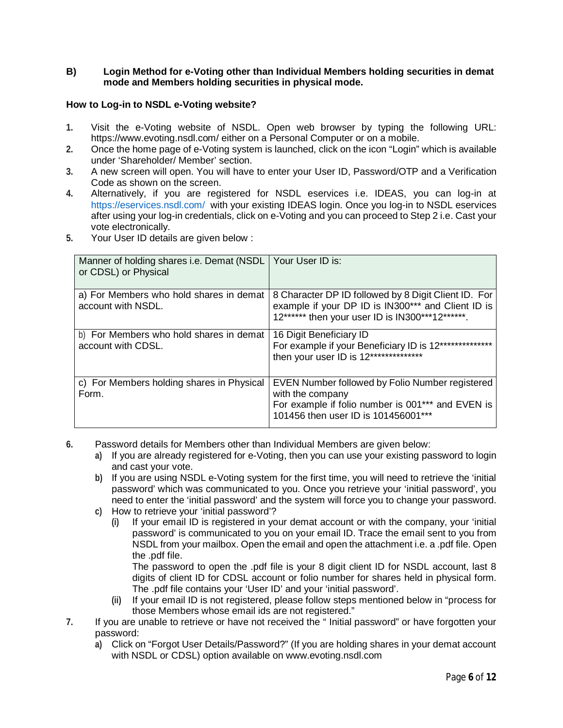**B) Login Method for e-Voting other than Individual Members holding securities in demat mode and Members holding securities in physical mode.**

**How to Log-in to NSDL e-Voting website?**

1. Visit the e-Voting website of NSDL. Open web browser by typing the following URL: https://www.evoting.nsdl.com/ either on a Personal Computer or on a mobile.
2. Once the home page of e-Voting system is launched, click on the icon "Login" which is available under 'Shareholder/ Member' section.
3. A new screen will open. You will have to enter your User ID, Password/OTP and a Verification Code as shown on the screen.
4. Alternatively, if you are registered for NSDL eservices i.e. IDEAS, you can log-in at https://eservices.nsdl.com/ with your existing IDEAS login. Once you log-in to NSDL eservices after using your log-in credentials, click on e-Voting and you can proceed to Step 2 i.e. Cast your vote electronically.
5. Your User ID details are given below :

| Manner of holding shares i.e. Demat (NSDL or CDSL) or Physical | Your User ID is: |
|---|---|
| a) For Members who hold shares in demat account with NSDL. | 8 Character DP ID followed by 8 Digit Client ID. For example if your DP ID is IN300*** and Client ID is 12****** then your user ID is IN300***12******. |
| b) For Members who hold shares in demat account with CDSL. | 16 Digit Beneficiary ID<br>For example if your Beneficiary ID is 12************** then your user ID is 12************** |
| c) For Members holding shares in Physical Form. | EVEN Number followed by Folio Number registered with the company<br>For example if folio number is 001*** and EVEN is 101456 then user ID is 101456001*** |

6. Password details for Members other than Individual Members are given below:
   a) If you are already registered for e-Voting, then you can use your existing password to login and cast your vote.
   b) If you are using NSDL e-Voting system for the first time, you will need to retrieve the 'initial password' which was communicated to you. Once you retrieve your 'initial password', you need to enter the 'initial password' and the system will force you to change your password.
   c) How to retrieve your 'initial password'?
      (i) If your email ID is registered in your demat account or with the company, your 'initial password' is communicated to you on your email ID. Trace the email sent to you from NSDL from your mailbox. Open the email and open the attachment i.e. a .pdf file. Open the .pdf file.
      The password to open the .pdf file is your 8 digit client ID for NSDL account, last 8 digits of client ID for CDSL account or folio number for shares held in physical form. The .pdf file contains your 'User ID' and your 'initial password'.
      (ii) If your email ID is not registered, please follow steps mentioned below in "process for those Members whose email ids are not registered."
7. If you are unable to retrieve or have not received the " Initial password" or have forgotten your password:
   a) Click on "Forgot User Details/Password?" (If you are holding shares in your demat account with NSDL or CDSL) option available on www.evoting.nsdl.com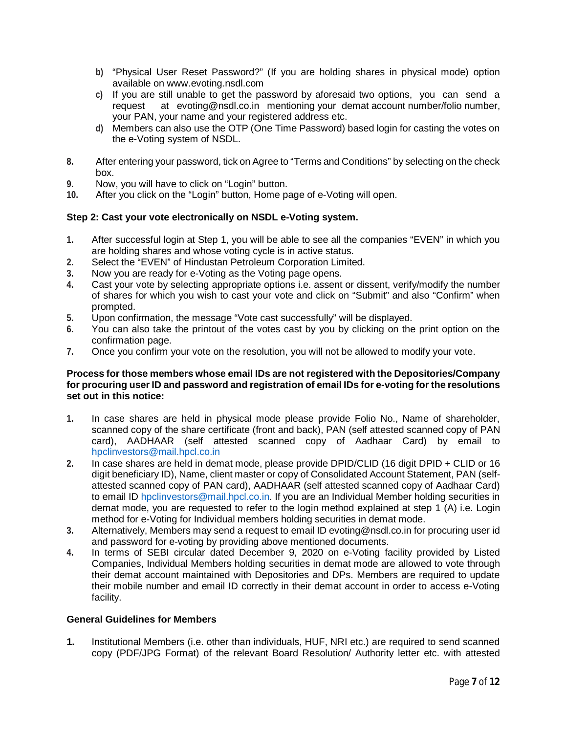b) "Physical User Reset Password?" (If you are holding shares in physical mode) option available on www.evoting.nsdl.com

c) If you are still unable to get the password by aforesaid two options, you can send a request at evoting@nsdl.co.in mentioning your demat account number/folio number, your PAN, your name and your registered address etc.

d) Members can also use the OTP (One Time Password) based login for casting the votes on the e-Voting system of NSDL.

8. After entering your password, tick on Agree to "Terms and Conditions" by selecting on the check box.
9. Now, you will have to click on "Login" button.
10. After you click on the "Login" button, Home page of e-Voting will open.

**Step 2: Cast your vote electronically on NSDL e-Voting system.**

1. After successful login at Step 1, you will be able to see all the companies "EVEN" in which you are holding shares and whose voting cycle is in active status.
2. Select the "EVEN" of Hindustan Petroleum Corporation Limited.
3. Now you are ready for e-Voting as the Voting page opens.
4. Cast your vote by selecting appropriate options i.e. assent or dissent, verify/modify the number of shares for which you wish to cast your vote and click on "Submit" and also "Confirm" when prompted.
5. Upon confirmation, the message "Vote cast successfully" will be displayed.
6. You can also take the printout of the votes cast by you by clicking on the print option on the confirmation page.
7. Once you confirm your vote on the resolution, you will not be allowed to modify your vote.

**Process for those members whose email IDs are not registered with the Depositories/Company for procuring user ID and password and registration of email IDs for e-voting for the resolutions set out in this notice:**

1. In case shares are held in physical mode please provide Folio No., Name of shareholder, scanned copy of the share certificate (front and back), PAN (self attested scanned copy of PAN card), AADHAAR (self attested scanned copy of Aadhaar Card) by email to hpclinvestors@mail.hpcl.co.in
2. In case shares are held in demat mode, please provide DPID/CLID (16 digit DPID + CLID or 16 digit beneficiary ID), Name, client master or copy of Consolidated Account Statement, PAN (self-attested scanned copy of PAN card), AADHAAR (self attested scanned copy of Aadhaar Card) to email ID hpclinvestors@mail.hpcl.co.in. If you are an Individual Member holding securities in demat mode, you are requested to refer to the login method explained at step 1 (A) i.e. Login method for e-Voting for Individual members holding securities in demat mode.
3. Alternatively, Members may send a request to email ID evoting@nsdl.co.in for procuring user id and password for e-voting by providing above mentioned documents.
4. In terms of SEBI circular dated December 9, 2020 on e-Voting facility provided by Listed Companies, Individual Members holding securities in demat mode are allowed to vote through their demat account maintained with Depositories and DPs. Members are required to update their mobile number and email ID correctly in their demat account in order to access e-Voting facility.

**General Guidelines for Members**

1. Institutional Members (i.e. other than individuals, HUF, NRI etc.) are required to send scanned copy (PDF/JPG Format) of the relevant Board Resolution/ Authority letter etc. with attested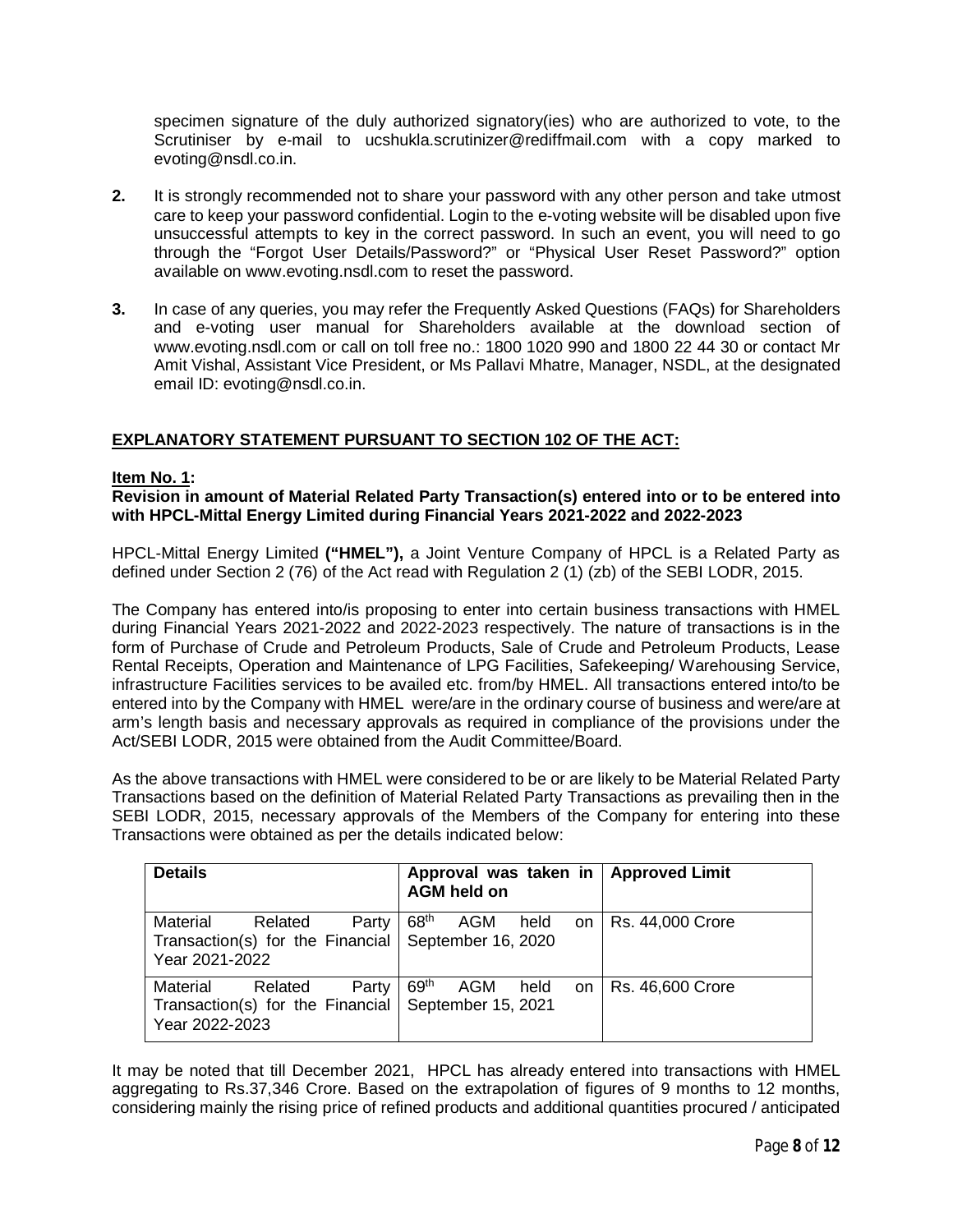specimen signature of the duly authorized signatory(ies) who are authorized to vote, to the Scrutiniser by e-mail to ucshukla.scrutinizer@rediffmail.com with a copy marked to evoting@nsdl.co.in.

**2.** It is strongly recommended not to share your password with any other person and take utmost care to keep your password confidential. Login to the e-voting website will be disabled upon five unsuccessful attempts to key in the correct password. In such an event, you will need to go through the "Forgot User Details/Password?" or "Physical User Reset Password?" option available on www.evoting.nsdl.com to reset the password.

**3.** In case of any queries, you may refer the Frequently Asked Questions (FAQs) for Shareholders and e-voting user manual for Shareholders available at the download section of www.evoting.nsdl.com or call on toll free no.: 1800 1020 990 and 1800 22 44 30 or contact Mr Amit Vishal, Assistant Vice President, or Ms Pallavi Mhatre, Manager, NSDL, at the designated email ID: evoting@nsdl.co.in.

## EXPLANATORY STATEMENT PURSUANT TO SECTION 102 OF THE ACT:

**Item No. 1:**

**Revision in amount of Material Related Party Transaction(s) entered into or to be entered into with HPCL-Mittal Energy Limited during Financial Years 2021-2022 and 2022-2023**

HPCL-Mittal Energy Limited **("HMEL"),** a Joint Venture Company of HPCL is a Related Party as defined under Section 2 (76) of the Act read with Regulation 2 (1) (zb) of the SEBI LODR, 2015.

The Company has entered into/is proposing to enter into certain business transactions with HMEL during Financial Years 2021-2022 and 2022-2023 respectively. The nature of transactions is in the form of Purchase of Crude and Petroleum Products, Sale of Crude and Petroleum Products, Lease Rental Receipts, Operation and Maintenance of LPG Facilities, Safekeeping/ Warehousing Service, infrastructure Facilities services to be availed etc. from/by HMEL. All transactions entered into/to be entered into by the Company with HMEL were/are in the ordinary course of business and were/are at arm's length basis and necessary approvals as required in compliance of the provisions under the Act/SEBI LODR, 2015 were obtained from the Audit Committee/Board.

As the above transactions with HMEL were considered to be or are likely to be Material Related Party Transactions based on the definition of Material Related Party Transactions as prevailing then in the SEBI LODR, 2015, necessary approvals of the Members of the Company for entering into these Transactions were obtained as per the details indicated below:

| Details | Approval was taken in AGM held on | Approved Limit |
|---|---|---|
| Material Related Party Transaction(s) for the Financial Year 2021-2022 | 68th AGM held on September 16, 2020 | Rs. 44,000 Crore |
| Material Related Party Transaction(s) for the Financial Year 2022-2023 | 69th AGM held on September 15, 2021 | Rs. 46,600 Crore |

It may be noted that till December 2021, HPCL has already entered into transactions with HMEL aggregating to Rs.37,346 Crore. Based on the extrapolation of figures of 9 months to 12 months, considering mainly the rising price of refined products and additional quantities procured / anticipated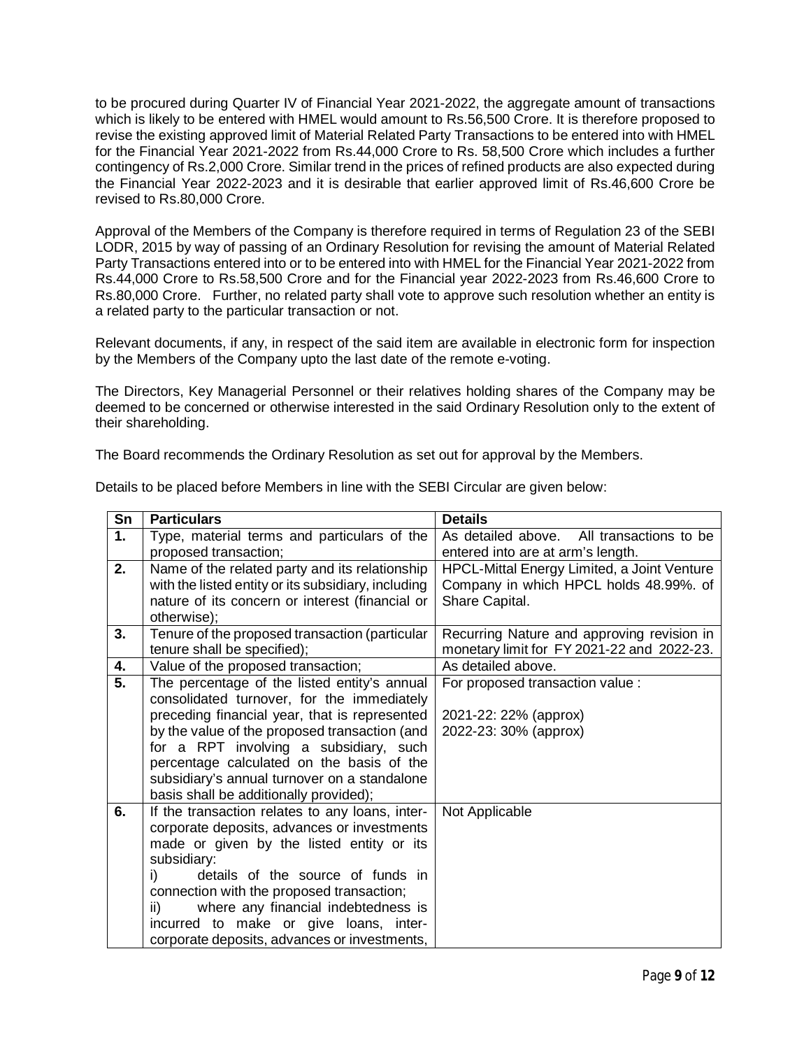to be procured during Quarter IV of Financial Year 2021-2022, the aggregate amount of transactions which is likely to be entered with HMEL would amount to Rs.56,500 Crore. It is therefore proposed to revise the existing approved limit of Material Related Party Transactions to be entered into with HMEL for the Financial Year 2021-2022 from Rs.44,000 Crore to Rs. 58,500 Crore which includes a further contingency of Rs.2,000 Crore. Similar trend in the prices of refined products are also expected during the Financial Year 2022-2023 and it is desirable that earlier approved limit of Rs.46,600 Crore be revised to Rs.80,000 Crore.

Approval of the Members of the Company is therefore required in terms of Regulation 23 of the SEBI LODR, 2015 by way of passing of an Ordinary Resolution for revising the amount of Material Related Party Transactions entered into or to be entered into with HMEL for the Financial Year 2021-2022 from Rs.44,000 Crore to Rs.58,500 Crore and for the Financial year 2022-2023 from Rs.46,600 Crore to Rs.80,000 Crore. Further, no related party shall vote to approve such resolution whether an entity is a related party to the particular transaction or not.

Relevant documents, if any, in respect of the said item are available in electronic form for inspection by the Members of the Company upto the last date of the remote e-voting.

The Directors, Key Managerial Personnel or their relatives holding shares of the Company may be deemed to be concerned or otherwise interested in the said Ordinary Resolution only to the extent of their shareholding.

The Board recommends the Ordinary Resolution as set out for approval by the Members.

Details to be placed before Members in line with the SEBI Circular are given below:

| Sn | Particulars | Details |
|---|---|---|
| 1. | Type, material terms and particulars of the proposed transaction; | As detailed above. All transactions to be entered into are at arm's length. |
| 2. | Name of the related party and its relationship with the listed entity or its subsidiary, including nature of its concern or interest (financial or otherwise); | HPCL-Mittal Energy Limited, a Joint Venture Company in which HPCL holds 48.99%. of Share Capital. |
| 3. | Tenure of the proposed transaction (particular tenure shall be specified); | Recurring Nature and approving revision in monetary limit for FY 2021-22 and 2022-23. |
| 4. | Value of the proposed transaction; | As detailed above. |
| 5. | The percentage of the listed entity's annual consolidated turnover, for the immediately preceding financial year, that is represented by the value of the proposed transaction (and for a RPT involving a subsidiary, such percentage calculated on the basis of the subsidiary's annual turnover on a standalone basis shall be additionally provided); | For proposed transaction value :<br><br>2021-22: 22% (approx)<br>2022-23: 30% (approx) |
| 6. | If the transaction relates to any loans, inter-corporate deposits, advances or investments made or given by the listed entity or its subsidiary:<br>i) details of the source of funds in connection with the proposed transaction;<br>ii) where any financial indebtedness is incurred to make or give loans, inter-corporate deposits, advances or investments, | Not Applicable |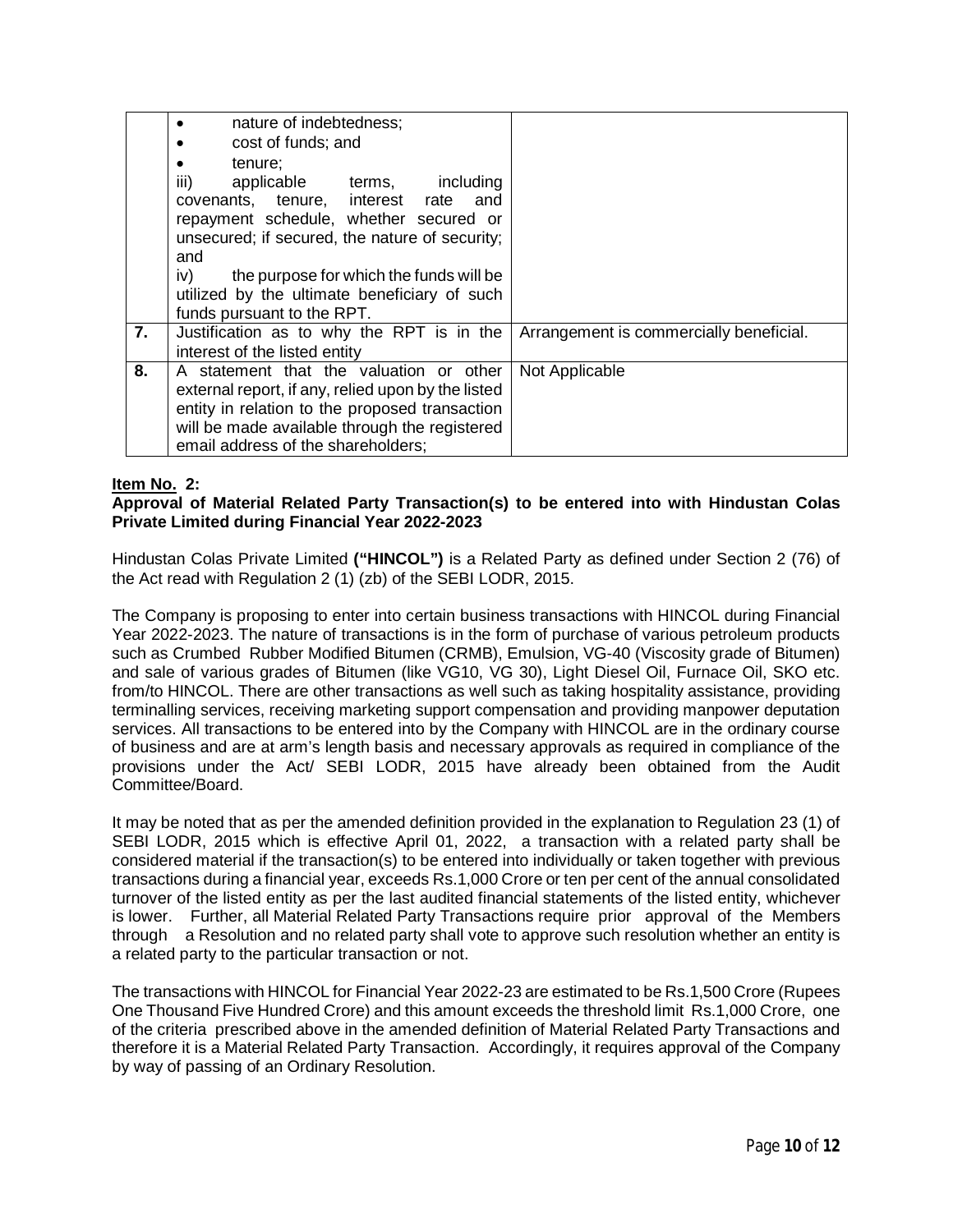| | | |
|---|---|---|
| | • nature of indebtedness;<br>• cost of funds; and<br>• tenure;<br>iii) applicable terms, including covenants, tenure, interest rate and repayment schedule, whether secured or unsecured; if secured, the nature of security; and<br>iv) the purpose for which the funds will be utilized by the ultimate beneficiary of such funds pursuant to the RPT. | |
| **7.** | Justification as to why the RPT is in the interest of the listed entity | Arrangement is commercially beneficial. |
| **8.** | A statement that the valuation or other external report, if any, relied upon by the listed entity in relation to the proposed transaction will be made available through the registered email address of the shareholders; | Not Applicable |

**Item No. 2:**

**Approval of Material Related Party Transaction(s) to be entered into with Hindustan Colas Private Limited during Financial Year 2022-2023**

Hindustan Colas Private Limited **("HINCOL")** is a Related Party as defined under Section 2 (76) of the Act read with Regulation 2 (1) (zb) of the SEBI LODR, 2015.

The Company is proposing to enter into certain business transactions with HINCOL during Financial Year 2022-2023. The nature of transactions is in the form of purchase of various petroleum products such as Crumbed Rubber Modified Bitumen (CRMB), Emulsion, VG-40 (Viscosity grade of Bitumen) and sale of various grades of Bitumen (like VG10, VG 30), Light Diesel Oil, Furnace Oil, SKO etc. from/to HINCOL. There are other transactions as well such as taking hospitality assistance, providing terminalling services, receiving marketing support compensation and providing manpower deputation services. All transactions to be entered into by the Company with HINCOL are in the ordinary course of business and are at arm's length basis and necessary approvals as required in compliance of the provisions under the Act/ SEBI LODR, 2015 have already been obtained from the Audit Committee/Board.

It may be noted that as per the amended definition provided in the explanation to Regulation 23 (1) of SEBI LODR, 2015 which is effective April 01, 2022, a transaction with a related party shall be considered material if the transaction(s) to be entered into individually or taken together with previous transactions during a financial year, exceeds Rs.1,000 Crore or ten per cent of the annual consolidated turnover of the listed entity as per the last audited financial statements of the listed entity, whichever is lower. Further, all Material Related Party Transactions require prior approval of the Members through a Resolution and no related party shall vote to approve such resolution whether an entity is a related party to the particular transaction or not.

The transactions with HINCOL for Financial Year 2022-23 are estimated to be Rs.1,500 Crore (Rupees One Thousand Five Hundred Crore) and this amount exceeds the threshold limit Rs.1,000 Crore, one of the criteria prescribed above in the amended definition of Material Related Party Transactions and therefore it is a Material Related Party Transaction. Accordingly, it requires approval of the Company by way of passing of an Ordinary Resolution.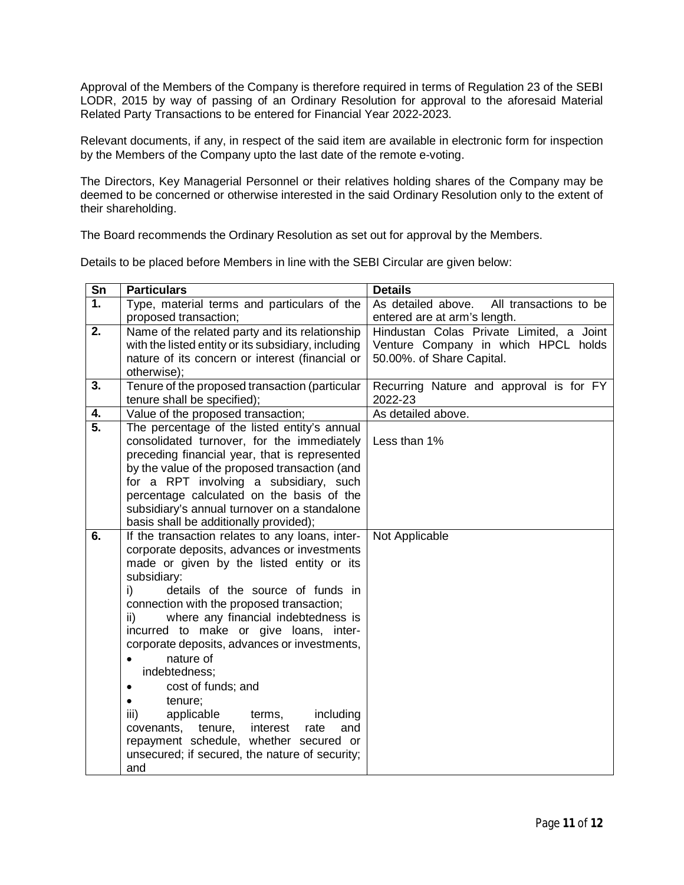Approval of the Members of the Company is therefore required in terms of Regulation 23 of the SEBI LODR, 2015 by way of passing of an Ordinary Resolution for approval to the aforesaid Material Related Party Transactions to be entered for Financial Year 2022-2023.

Relevant documents, if any, in respect of the said item are available in electronic form for inspection by the Members of the Company upto the last date of the remote e-voting.

The Directors, Key Managerial Personnel or their relatives holding shares of the Company may be deemed to be concerned or otherwise interested in the said Ordinary Resolution only to the extent of their shareholding.

The Board recommends the Ordinary Resolution as set out for approval by the Members.

Details to be placed before Members in line with the SEBI Circular are given below:

| Sn | Particulars | Details |
|---|---|---|
| 1. | Type, material terms and particulars of the proposed transaction; | As detailed above. All transactions to be entered are at arm's length. |
| 2. | Name of the related party and its relationship with the listed entity or its subsidiary, including nature of its concern or interest (financial or otherwise); | Hindustan Colas Private Limited, a Joint Venture Company in which HPCL holds 50.00%. of Share Capital. |
| 3. | Tenure of the proposed transaction (particular tenure shall be specified); | Recurring Nature and approval is for FY 2022-23 |
| 4. | Value of the proposed transaction; | As detailed above. |
| 5. | The percentage of the listed entity's annual consolidated turnover, for the immediately preceding financial year, that is represented by the value of the proposed transaction (and for a RPT involving a subsidiary, such percentage calculated on the basis of the subsidiary's annual turnover on a standalone basis shall be additionally provided); | Less than 1% |
| 6. | If the transaction relates to any loans, inter-corporate deposits, advances or investments made or given by the listed entity or its subsidiary:<br>i) details of the source of funds in connection with the proposed transaction;<br>ii) where any financial indebtedness is incurred to make or give loans, inter-corporate deposits, advances or investments,<br>• nature of indebtedness;<br>• cost of funds; and<br>• tenure;<br>iii) applicable terms, including covenants, tenure, interest rate and repayment schedule, whether secured or unsecured; if secured, the nature of security; and | Not Applicable |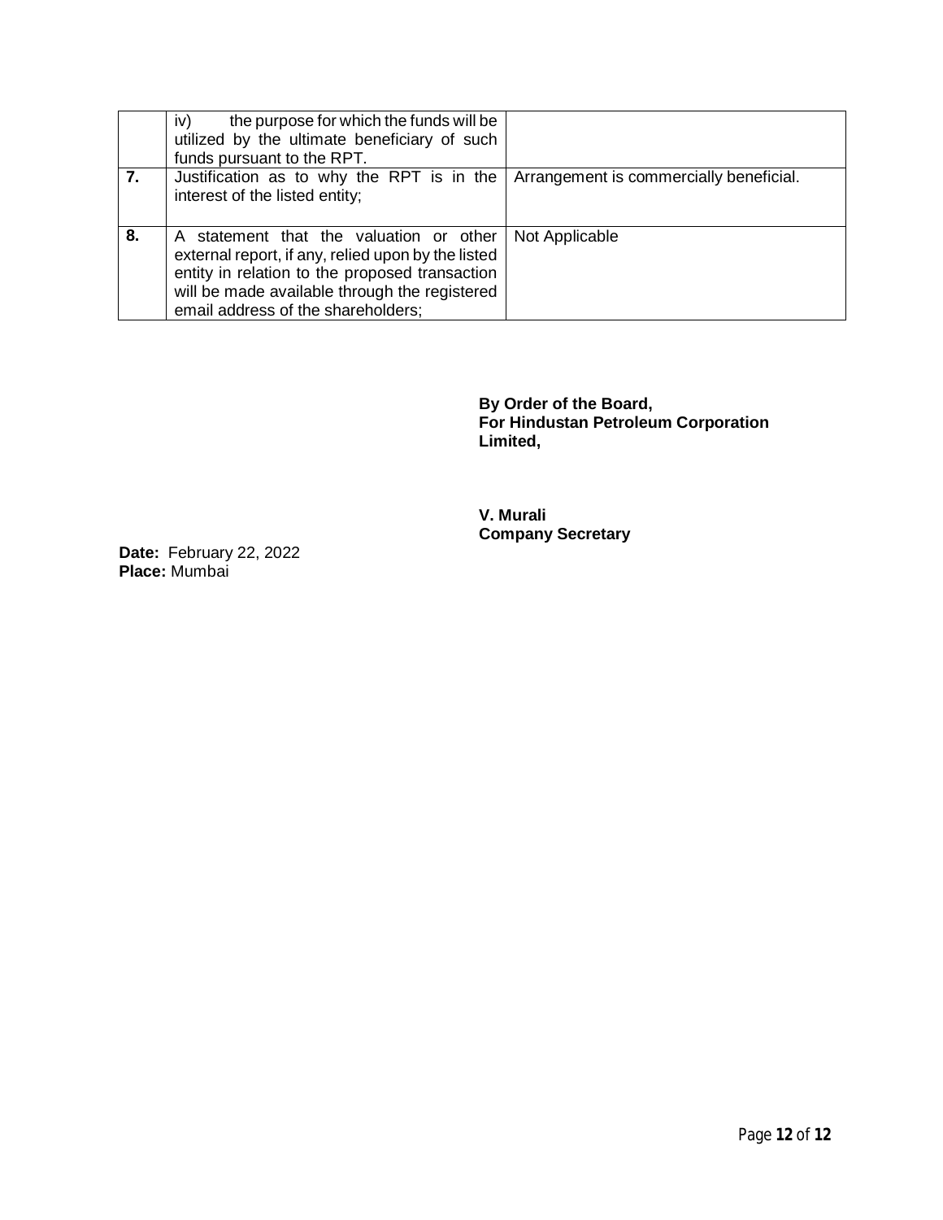| | | |
|---|---|---|
| | iv) the purpose for which the funds will be utilized by the ultimate beneficiary of such funds pursuant to the RPT. | |
| **7.** | Justification as to why the RPT is in the interest of the listed entity; | Arrangement is commercially beneficial. |
| **8.** | A statement that the valuation or other external report, if any, relied upon by the listed entity in relation to the proposed transaction will be made available through the registered email address of the shareholders; | Not Applicable |

**By Order of the Board,**
**For Hindustan Petroleum Corporation Limited,**

**V. Murali**
**Company Secretary**

**Date:** February 22, 2022
**Place:** Mumbai